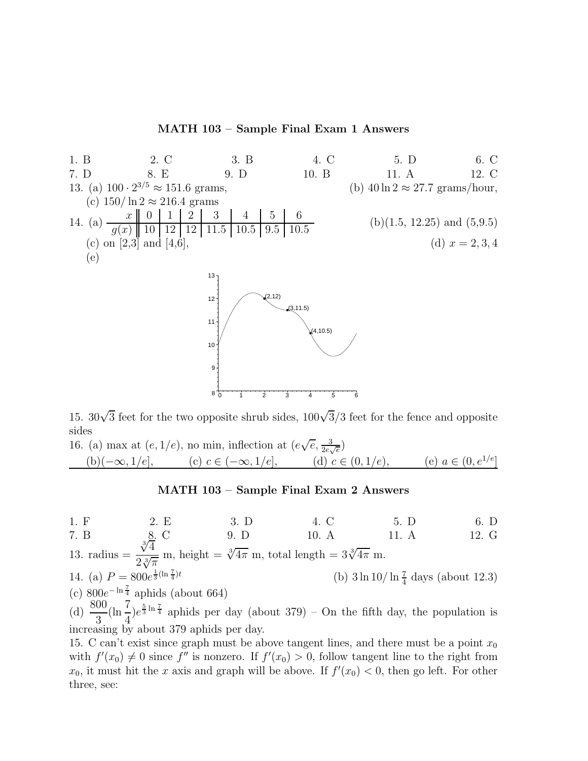## MATH 103 – Sample Final Exam 1 Answers

| | | | | | |
|---|---|---|---|---|---|
| 1. B | 2. C | 3. B | 4. C | 5. D | 6. C |
| 7. D | 8. E | 9. D | 10. B | 11. A | 12. C |

13. (a) $100 \cdot 2^{3/5} \approx 151.6$ grams, (b) $40 \ln 2 \approx 27.7$ grams/hour, (c) $150/\ln 2 \approx 216.4$ grams

14. (a)

| $x$ | 0 | 1 | 2 | 3 | 4 | 5 | 6 |
|---|---|---|---|---|---|---|---|
| $g(x)$ | 10 | 12 | 12 | 11.5 | 10.5 | 9.5 | 10.5 |

(b) (1.5, 12.25) and (5,9.5)

(c) on [2,3] and [4,6],

(d) $x = 2, 3, 4$

(e)

15. $30\sqrt{3}$ feet for the two opposite shrub sides, $100\sqrt{3}/3$ feet for the fence and opposite sides

16. (a) max at $(e, 1/e)$, no min, inflection at $(e\sqrt{e}, \frac{3}{2e\sqrt{e}})$

(b) $(-\infty, 1/e]$, (c) $c \in (-\infty, 1/e]$, (d) $c \in (0, 1/e)$, (e) $a \in (0, e^{1/e}]$

## MATH 103 – Sample Final Exam 2 Answers

| | | | | | |
|---|---|---|---|---|---|
| 1. F | 2. E | 3. D | 4. C | 5. D | 6. D |
| 7. B | 8. C | 9. D | 10. A | 11. A | 12. G |

13. radius $= \dfrac{\sqrt[3]{4}}{2\sqrt[3]{\pi}}$ m, height $= \sqrt[3]{4\pi}$ m, total length $= 3\sqrt[3]{4\pi}$ m.

14. (a) $P = 800e^{\frac{1}{3}(\ln \frac{7}{4})t}$ (b) $3 \ln 10/\ln \frac{7}{4}$ days (about 12.3)

(c) $800e^{-\ln \frac{7}{4}}$ aphids (about 664)

(d) $\dfrac{800}{3}(\ln \dfrac{7}{4})e^{\frac{5}{3}\ln \frac{7}{4}}$ aphids per day (about 379) – On the fifth day, the population is increasing by about 379 aphids per day.

15. C can't exist since graph must be above tangent lines, and there must be a point $x_0$ with $f'(x_0) \neq 0$ since $f''$ is nonzero. If $f'(x_0) > 0$, follow tangent line to the right from $x_0$, it must hit the $x$ axis and graph will be above. If $f'(x_0) < 0$, then go left. For other three, see: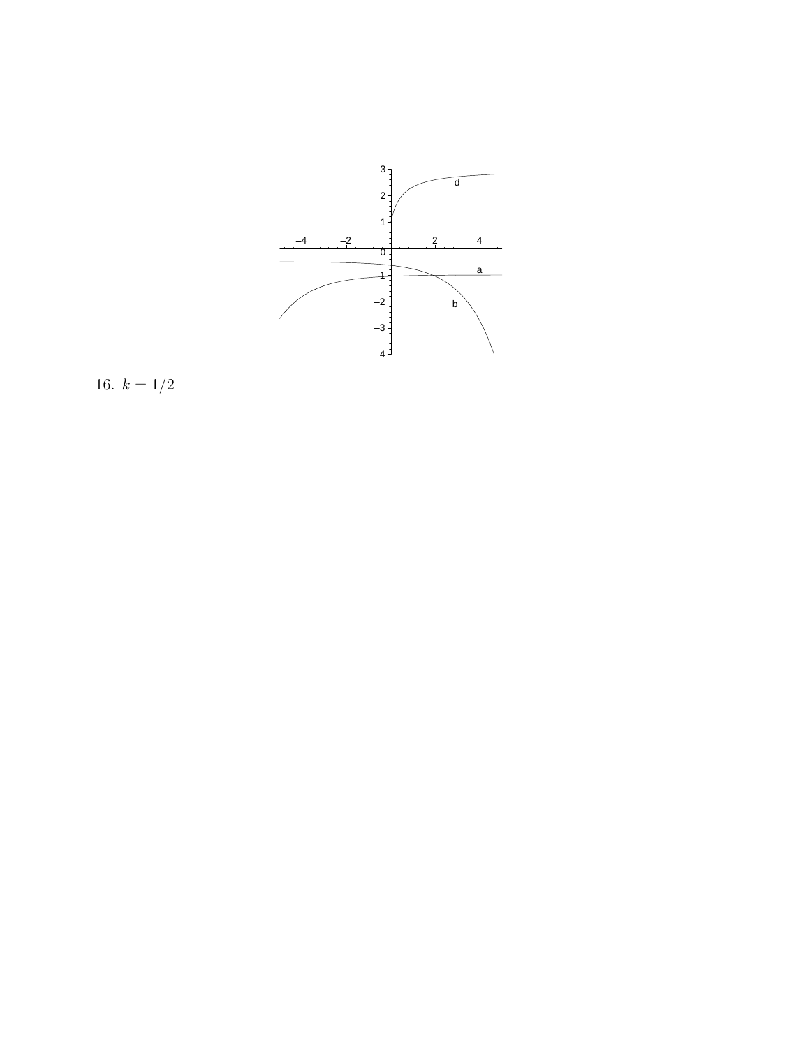3
2
1
0
−4
−2
2
4
−1
−2
−3
−4
d
a
b

16. $k = 1/2$